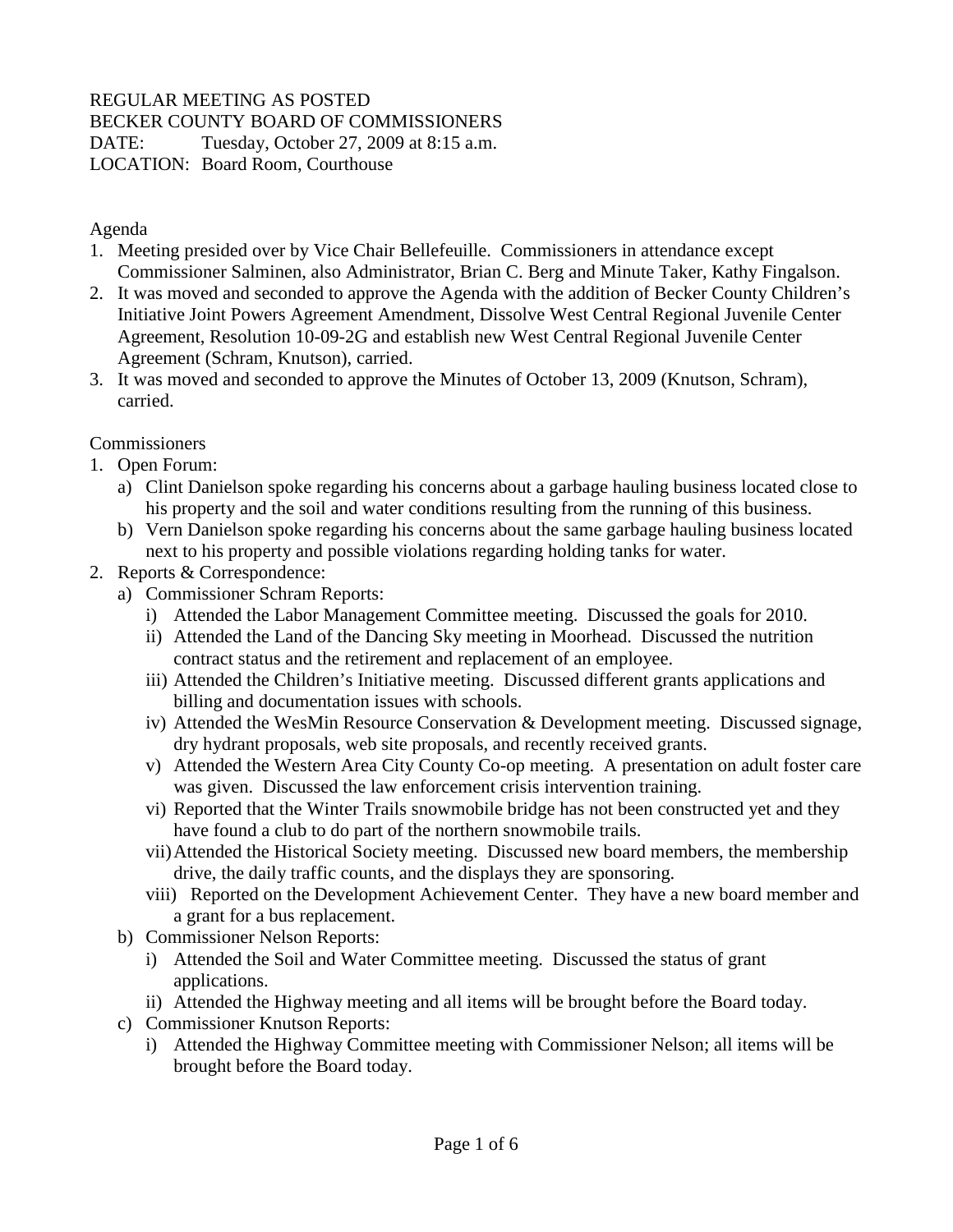REGULAR MEETING AS POSTED
BECKER COUNTY BOARD OF COMMISSIONERS
DATE: Tuesday, October 27, 2009 at 8:15 a.m.
LOCATION: Board Room, Courthouse

Agenda

1. Meeting presided over by Vice Chair Bellefeuille. Commissioners in attendance except Commissioner Salminen, also Administrator, Brian C. Berg and Minute Taker, Kathy Fingalson.
2. It was moved and seconded to approve the Agenda with the addition of Becker County Children's Initiative Joint Powers Agreement Amendment, Dissolve West Central Regional Juvenile Center Agreement, Resolution 10-09-2G and establish new West Central Regional Juvenile Center Agreement (Schram, Knutson), carried.
3. It was moved and seconded to approve the Minutes of October 13, 2009 (Knutson, Schram), carried.

Commissioners

1. Open Forum:
   a) Clint Danielson spoke regarding his concerns about a garbage hauling business located close to his property and the soil and water conditions resulting from the running of this business.
   b) Vern Danielson spoke regarding his concerns about the same garbage hauling business located next to his property and possible violations regarding holding tanks for water.
2. Reports & Correspondence:
   a) Commissioner Schram Reports:
      i) Attended the Labor Management Committee meeting. Discussed the goals for 2010.
      ii) Attended the Land of the Dancing Sky meeting in Moorhead. Discussed the nutrition contract status and the retirement and replacement of an employee.
      iii) Attended the Children's Initiative meeting. Discussed different grants applications and billing and documentation issues with schools.
      iv) Attended the WesMin Resource Conservation & Development meeting. Discussed signage, dry hydrant proposals, web site proposals, and recently received grants.
      v) Attended the Western Area City County Co-op meeting. A presentation on adult foster care was given. Discussed the law enforcement crisis intervention training.
      vi) Reported that the Winter Trails snowmobile bridge has not been constructed yet and they have found a club to do part of the northern snowmobile trails.
      vii) Attended the Historical Society meeting. Discussed new board members, the membership drive, the daily traffic counts, and the displays they are sponsoring.
      viii) Reported on the Development Achievement Center. They have a new board member and a grant for a bus replacement.
   b) Commissioner Nelson Reports:
      i) Attended the Soil and Water Committee meeting. Discussed the status of grant applications.
      ii) Attended the Highway meeting and all items will be brought before the Board today.
   c) Commissioner Knutson Reports:
      i) Attended the Highway Committee meeting with Commissioner Nelson; all items will be brought before the Board today.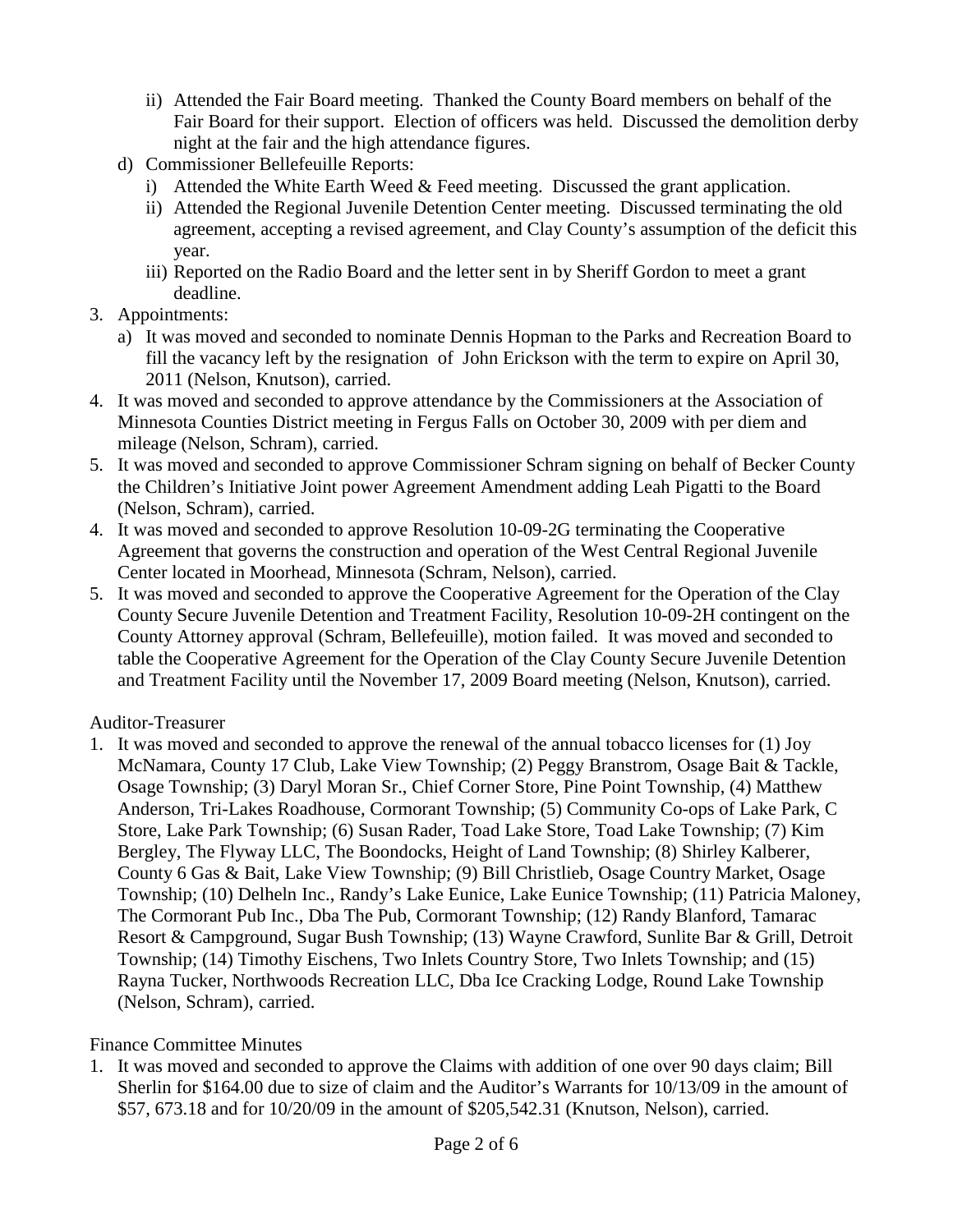ii) Attended the Fair Board meeting. Thanked the County Board members on behalf of the Fair Board for their support. Election of officers was held. Discussed the demolition derby night at the fair and the high attendance figures.

d) Commissioner Bellefeuille Reports:
   i) Attended the White Earth Weed & Feed meeting. Discussed the grant application.
   ii) Attended the Regional Juvenile Detention Center meeting. Discussed terminating the old agreement, accepting a revised agreement, and Clay County's assumption of the deficit this year.
   iii) Reported on the Radio Board and the letter sent in by Sheriff Gordon to meet a grant deadline.

3. Appointments:
   a) It was moved and seconded to nominate Dennis Hopman to the Parks and Recreation Board to fill the vacancy left by the resignation of John Erickson with the term to expire on April 30, 2011 (Nelson, Knutson), carried.
4. It was moved and seconded to approve attendance by the Commissioners at the Association of Minnesota Counties District meeting in Fergus Falls on October 30, 2009 with per diem and mileage (Nelson, Schram), carried.
5. It was moved and seconded to approve Commissioner Schram signing on behalf of Becker County the Children's Initiative Joint power Agreement Amendment adding Leah Pigatti to the Board (Nelson, Schram), carried.
4. It was moved and seconded to approve Resolution 10-09-2G terminating the Cooperative Agreement that governs the construction and operation of the West Central Regional Juvenile Center located in Moorhead, Minnesota (Schram, Nelson), carried.
5. It was moved and seconded to approve the Cooperative Agreement for the Operation of the Clay County Secure Juvenile Detention and Treatment Facility, Resolution 10-09-2H contingent on the County Attorney approval (Schram, Bellefeuille), motion failed. It was moved and seconded to table the Cooperative Agreement for the Operation of the Clay County Secure Juvenile Detention and Treatment Facility until the November 17, 2009 Board meeting (Nelson, Knutson), carried.

Auditor-Treasurer

1. It was moved and seconded to approve the renewal of the annual tobacco licenses for (1) Joy McNamara, County 17 Club, Lake View Township; (2) Peggy Branstrom, Osage Bait & Tackle, Osage Township; (3) Daryl Moran Sr., Chief Corner Store, Pine Point Township, (4) Matthew Anderson, Tri-Lakes Roadhouse, Cormorant Township; (5) Community Co-ops of Lake Park, C Store, Lake Park Township; (6) Susan Rader, Toad Lake Store, Toad Lake Township; (7) Kim Bergley, The Flyway LLC, The Boondocks, Height of Land Township; (8) Shirley Kalberer, County 6 Gas & Bait, Lake View Township; (9) Bill Christlieb, Osage Country Market, Osage Township; (10) Delheln Inc., Randy's Lake Eunice, Lake Eunice Township; (11) Patricia Maloney, The Cormorant Pub Inc., Dba The Pub, Cormorant Township; (12) Randy Blanford, Tamarac Resort & Campground, Sugar Bush Township; (13) Wayne Crawford, Sunlite Bar & Grill, Detroit Township; (14) Timothy Eischens, Two Inlets Country Store, Two Inlets Township; and (15) Rayna Tucker, Northwoods Recreation LLC, Dba Ice Cracking Lodge, Round Lake Township (Nelson, Schram), carried.

Finance Committee Minutes

1. It was moved and seconded to approve the Claims with addition of one over 90 days claim; Bill Sherlin for $164.00 due to size of claim and the Auditor's Warrants for 10/13/09 in the amount of $57, 673.18 and for 10/20/09 in the amount of $205,542.31 (Knutson, Nelson), carried.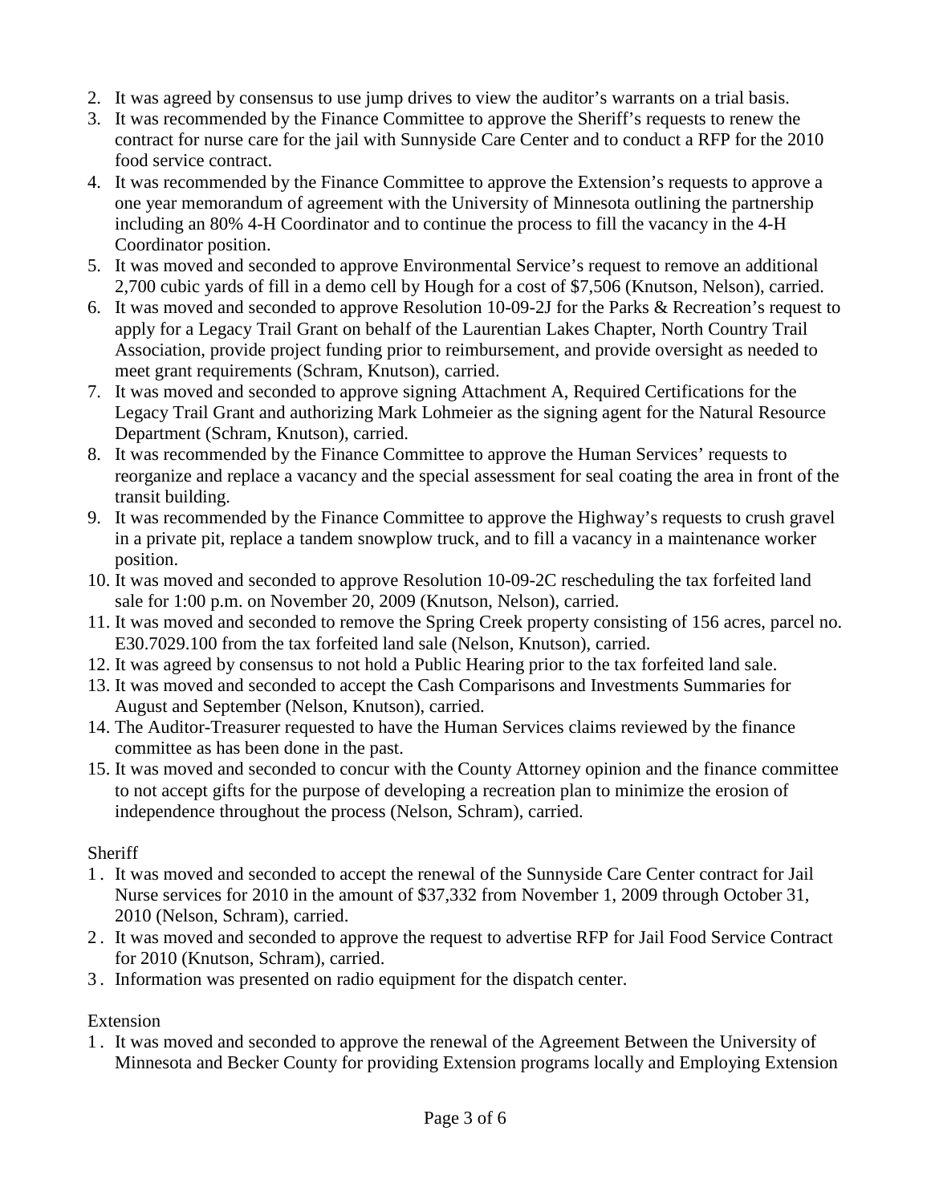2. It was agreed by consensus to use jump drives to view the auditor's warrants on a trial basis.
3. It was recommended by the Finance Committee to approve the Sheriff's requests to renew the contract for nurse care for the jail with Sunnyside Care Center and to conduct a RFP for the 2010 food service contract.
4. It was recommended by the Finance Committee to approve the Extension's requests to approve a one year memorandum of agreement with the University of Minnesota outlining the partnership including an 80% 4-H Coordinator and to continue the process to fill the vacancy in the 4-H Coordinator position.
5. It was moved and seconded to approve Environmental Service's request to remove an additional 2,700 cubic yards of fill in a demo cell by Hough for a cost of $7,506 (Knutson, Nelson), carried.
6. It was moved and seconded to approve Resolution 10-09-2J for the Parks & Recreation's request to apply for a Legacy Trail Grant on behalf of the Laurentian Lakes Chapter, North Country Trail Association, provide project funding prior to reimbursement, and provide oversight as needed to meet grant requirements (Schram, Knutson), carried.
7. It was moved and seconded to approve signing Attachment A, Required Certifications for the Legacy Trail Grant and authorizing Mark Lohmeier as the signing agent for the Natural Resource Department (Schram, Knutson), carried.
8. It was recommended by the Finance Committee to approve the Human Services' requests to reorganize and replace a vacancy and the special assessment for seal coating the area in front of the transit building.
9. It was recommended by the Finance Committee to approve the Highway's requests to crush gravel in a private pit, replace a tandem snowplow truck, and to fill a vacancy in a maintenance worker position.
10. It was moved and seconded to approve Resolution 10-09-2C rescheduling the tax forfeited land sale for 1:00 p.m. on November 20, 2009 (Knutson, Nelson), carried.
11. It was moved and seconded to remove the Spring Creek property consisting of 156 acres, parcel no. E30.7029.100 from the tax forfeited land sale (Nelson, Knutson), carried.
12. It was agreed by consensus to not hold a Public Hearing prior to the tax forfeited land sale.
13. It was moved and seconded to accept the Cash Comparisons and Investments Summaries for August and September (Nelson, Knutson), carried.
14. The Auditor-Treasurer requested to have the Human Services claims reviewed by the finance committee as has been done in the past.
15. It was moved and seconded to concur with the County Attorney opinion and the finance committee to not accept gifts for the purpose of developing a recreation plan to minimize the erosion of independence throughout the process (Nelson, Schram), carried.

Sheriff

1. It was moved and seconded to accept the renewal of the Sunnyside Care Center contract for Jail Nurse services for 2010 in the amount of $37,332 from November 1, 2009 through October 31, 2010 (Nelson, Schram), carried.
2. It was moved and seconded to approve the request to advertise RFP for Jail Food Service Contract for 2010 (Knutson, Schram), carried.
3. Information was presented on radio equipment for the dispatch center.

Extension

1. It was moved and seconded to approve the renewal of the Agreement Between the University of Minnesota and Becker County for providing Extension programs locally and Employing Extension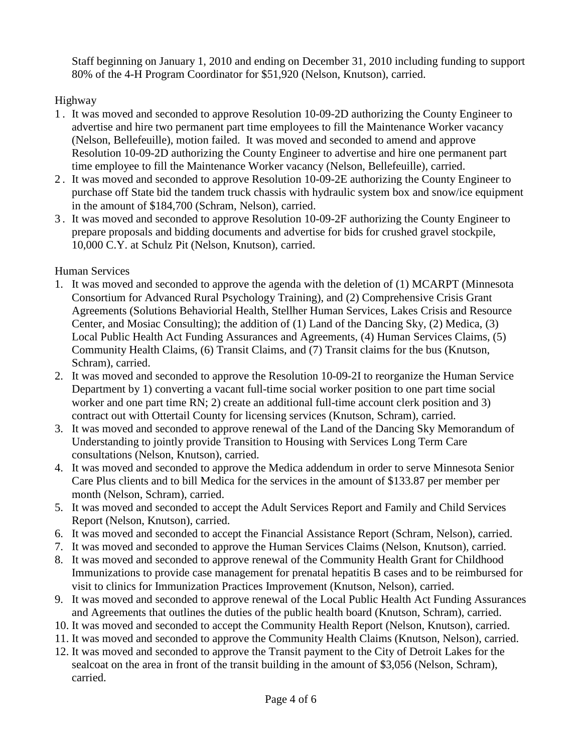Staff beginning on January 1, 2010 and ending on December 31, 2010 including funding to support 80% of the 4-H Program Coordinator for $51,920 (Nelson, Knutson), carried.

Highway

1. It was moved and seconded to approve Resolution 10-09-2D authorizing the County Engineer to advertise and hire two permanent part time employees to fill the Maintenance Worker vacancy (Nelson, Bellefeuille), motion failed. It was moved and seconded to amend and approve Resolution 10-09-2D authorizing the County Engineer to advertise and hire one permanent part time employee to fill the Maintenance Worker vacancy (Nelson, Bellefeuille), carried.
2. It was moved and seconded to approve Resolution 10-09-2E authorizing the County Engineer to purchase off State bid the tandem truck chassis with hydraulic system box and snow/ice equipment in the amount of $184,700 (Schram, Nelson), carried.
3. It was moved and seconded to approve Resolution 10-09-2F authorizing the County Engineer to prepare proposals and bidding documents and advertise for bids for crushed gravel stockpile, 10,000 C.Y. at Schulz Pit (Nelson, Knutson), carried.

Human Services

1. It was moved and seconded to approve the agenda with the deletion of (1) MCARPT (Minnesota Consortium for Advanced Rural Psychology Training), and (2) Comprehensive Crisis Grant Agreements (Solutions Behaviorial Health, Stellher Human Services, Lakes Crisis and Resource Center, and Mosiac Consulting); the addition of (1) Land of the Dancing Sky, (2) Medica, (3) Local Public Health Act Funding Assurances and Agreements, (4) Human Services Claims, (5) Community Health Claims, (6) Transit Claims, and (7) Transit claims for the bus (Knutson, Schram), carried.
2. It was moved and seconded to approve the Resolution 10-09-2I to reorganize the Human Service Department by 1) converting a vacant full-time social worker position to one part time social worker and one part time RN; 2) create an additional full-time account clerk position and 3) contract out with Ottertail County for licensing services (Knutson, Schram), carried.
3. It was moved and seconded to approve renewal of the Land of the Dancing Sky Memorandum of Understanding to jointly provide Transition to Housing with Services Long Term Care consultations (Nelson, Knutson), carried.
4. It was moved and seconded to approve the Medica addendum in order to serve Minnesota Senior Care Plus clients and to bill Medica for the services in the amount of $133.87 per member per month (Nelson, Schram), carried.
5. It was moved and seconded to accept the Adult Services Report and Family and Child Services Report (Nelson, Knutson), carried.
6. It was moved and seconded to accept the Financial Assistance Report (Schram, Nelson), carried.
7. It was moved and seconded to approve the Human Services Claims (Nelson, Knutson), carried.
8. It was moved and seconded to approve renewal of the Community Health Grant for Childhood Immunizations to provide case management for prenatal hepatitis B cases and to be reimbursed for visit to clinics for Immunization Practices Improvement (Knutson, Nelson), carried.
9. It was moved and seconded to approve renewal of the Local Public Health Act Funding Assurances and Agreements that outlines the duties of the public health board (Knutson, Schram), carried.
10. It was moved and seconded to accept the Community Health Report (Nelson, Knutson), carried.
11. It was moved and seconded to approve the Community Health Claims (Knutson, Nelson), carried.
12. It was moved and seconded to approve the Transit payment to the City of Detroit Lakes for the sealcoat on the area in front of the transit building in the amount of $3,056 (Nelson, Schram), carried.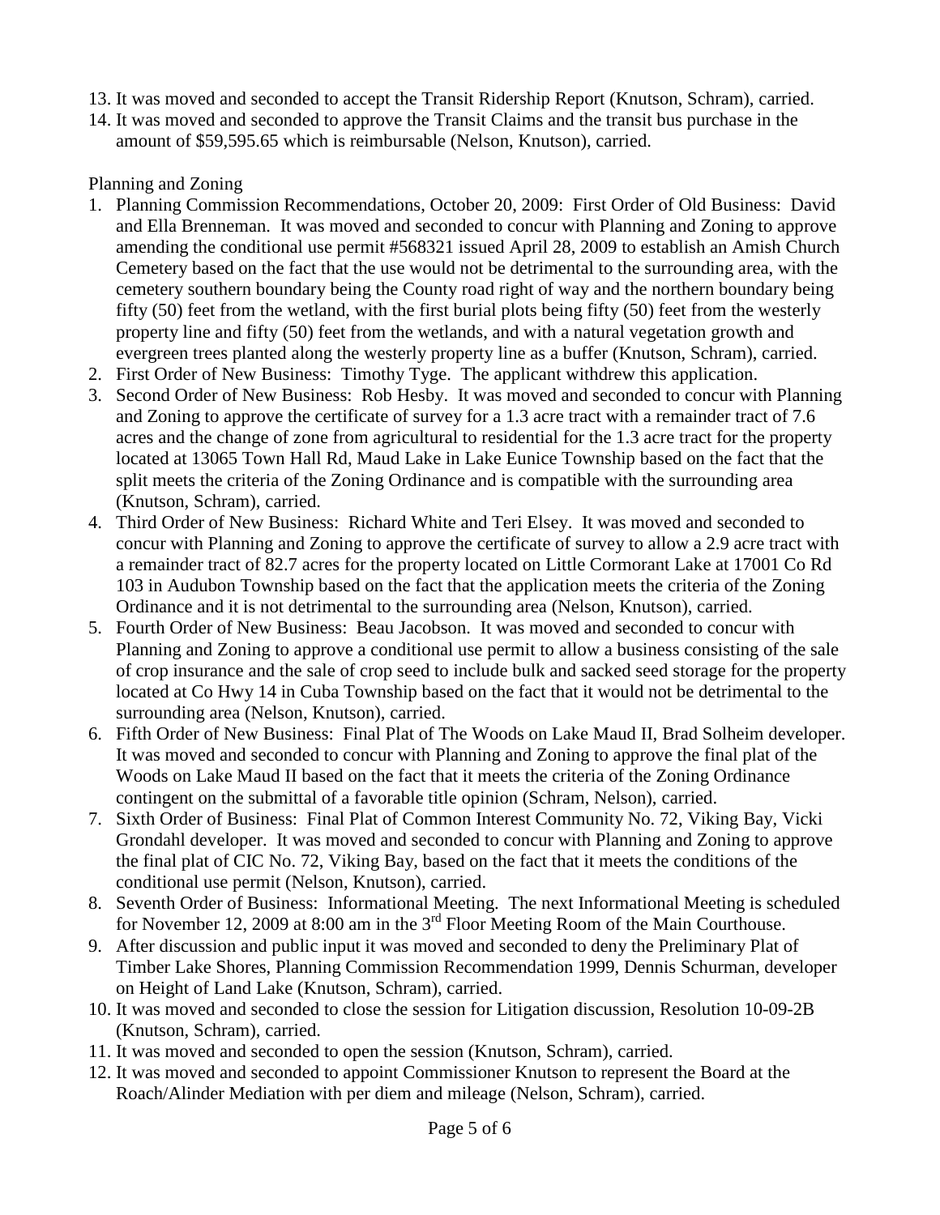13. It was moved and seconded to accept the Transit Ridership Report (Knutson, Schram), carried.
14. It was moved and seconded to approve the Transit Claims and the transit bus purchase in the amount of $59,595.65 which is reimbursable (Nelson, Knutson), carried.

Planning and Zoning

1. Planning Commission Recommendations, October 20, 2009: First Order of Old Business: David and Ella Brenneman. It was moved and seconded to concur with Planning and Zoning to approve amending the conditional use permit #568321 issued April 28, 2009 to establish an Amish Church Cemetery based on the fact that the use would not be detrimental to the surrounding area, with the cemetery southern boundary being the County road right of way and the northern boundary being fifty (50) feet from the wetland, with the first burial plots being fifty (50) feet from the westerly property line and fifty (50) feet from the wetlands, and with a natural vegetation growth and evergreen trees planted along the westerly property line as a buffer (Knutson, Schram), carried.
2. First Order of New Business: Timothy Tyge. The applicant withdrew this application.
3. Second Order of New Business: Rob Hesby. It was moved and seconded to concur with Planning and Zoning to approve the certificate of survey for a 1.3 acre tract with a remainder tract of 7.6 acres and the change of zone from agricultural to residential for the 1.3 acre tract for the property located at 13065 Town Hall Rd, Maud Lake in Lake Eunice Township based on the fact that the split meets the criteria of the Zoning Ordinance and is compatible with the surrounding area (Knutson, Schram), carried.
4. Third Order of New Business: Richard White and Teri Elsey. It was moved and seconded to concur with Planning and Zoning to approve the certificate of survey to allow a 2.9 acre tract with a remainder tract of 82.7 acres for the property located on Little Cormorant Lake at 17001 Co Rd 103 in Audubon Township based on the fact that the application meets the criteria of the Zoning Ordinance and it is not detrimental to the surrounding area (Nelson, Knutson), carried.
5. Fourth Order of New Business: Beau Jacobson. It was moved and seconded to concur with Planning and Zoning to approve a conditional use permit to allow a business consisting of the sale of crop insurance and the sale of crop seed to include bulk and sacked seed storage for the property located at Co Hwy 14 in Cuba Township based on the fact that it would not be detrimental to the surrounding area (Nelson, Knutson), carried.
6. Fifth Order of New Business: Final Plat of The Woods on Lake Maud II, Brad Solheim developer. It was moved and seconded to concur with Planning and Zoning to approve the final plat of the Woods on Lake Maud II based on the fact that it meets the criteria of the Zoning Ordinance contingent on the submittal of a favorable title opinion (Schram, Nelson), carried.
7. Sixth Order of Business: Final Plat of Common Interest Community No. 72, Viking Bay, Vicki Grondahl developer. It was moved and seconded to concur with Planning and Zoning to approve the final plat of CIC No. 72, Viking Bay, based on the fact that it meets the conditions of the conditional use permit (Nelson, Knutson), carried.
8. Seventh Order of Business: Informational Meeting. The next Informational Meeting is scheduled for November 12, 2009 at 8:00 am in the 3rd Floor Meeting Room of the Main Courthouse.
9. After discussion and public input it was moved and seconded to deny the Preliminary Plat of Timber Lake Shores, Planning Commission Recommendation 1999, Dennis Schurman, developer on Height of Land Lake (Knutson, Schram), carried.
10. It was moved and seconded to close the session for Litigation discussion, Resolution 10-09-2B (Knutson, Schram), carried.
11. It was moved and seconded to open the session (Knutson, Schram), carried.
12. It was moved and seconded to appoint Commissioner Knutson to represent the Board at the Roach/Alinder Mediation with per diem and mileage (Nelson, Schram), carried.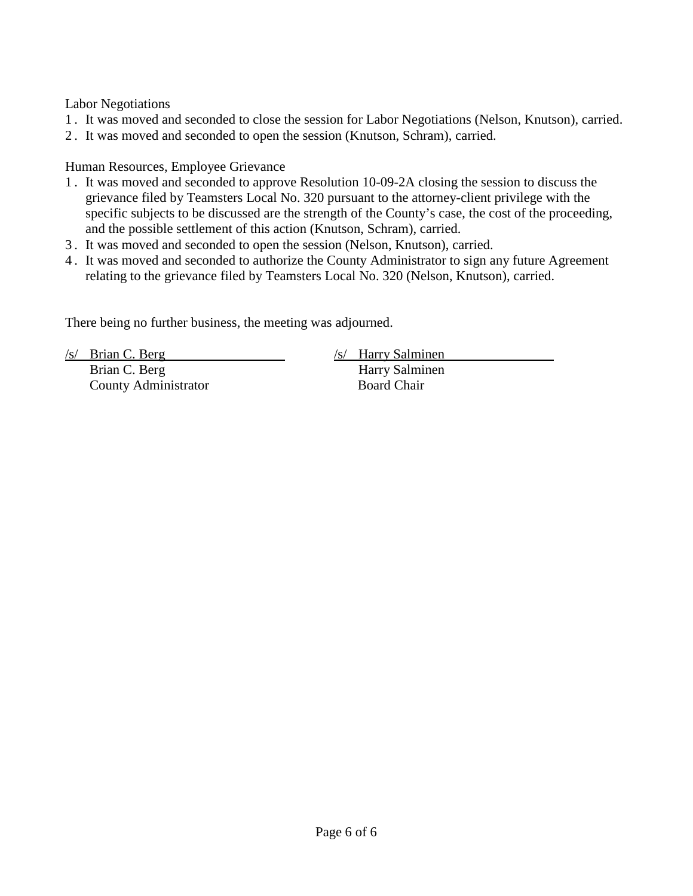Labor Negotiations

1. It was moved and seconded to close the session for Labor Negotiations (Nelson, Knutson), carried.
2. It was moved and seconded to open the session (Knutson, Schram), carried.

Human Resources, Employee Grievance

1. It was moved and seconded to approve Resolution 10-09-2A closing the session to discuss the grievance filed by Teamsters Local No. 320 pursuant to the attorney-client privilege with the specific subjects to be discussed are the strength of the County's case, the cost of the proceeding, and the possible settlement of this action (Knutson, Schram), carried.
3. It was moved and seconded to open the session (Nelson, Knutson), carried.
4. It was moved and seconded to authorize the County Administrator to sign any future Agreement relating to the grievance filed by Teamsters Local No. 320 (Nelson, Knutson), carried.

There being no further business, the meeting was adjourned.

/s/ Brian C. Berg
Brian C. Berg
County Administrator

/s/ Harry Salminen
Harry Salminen
Board Chair